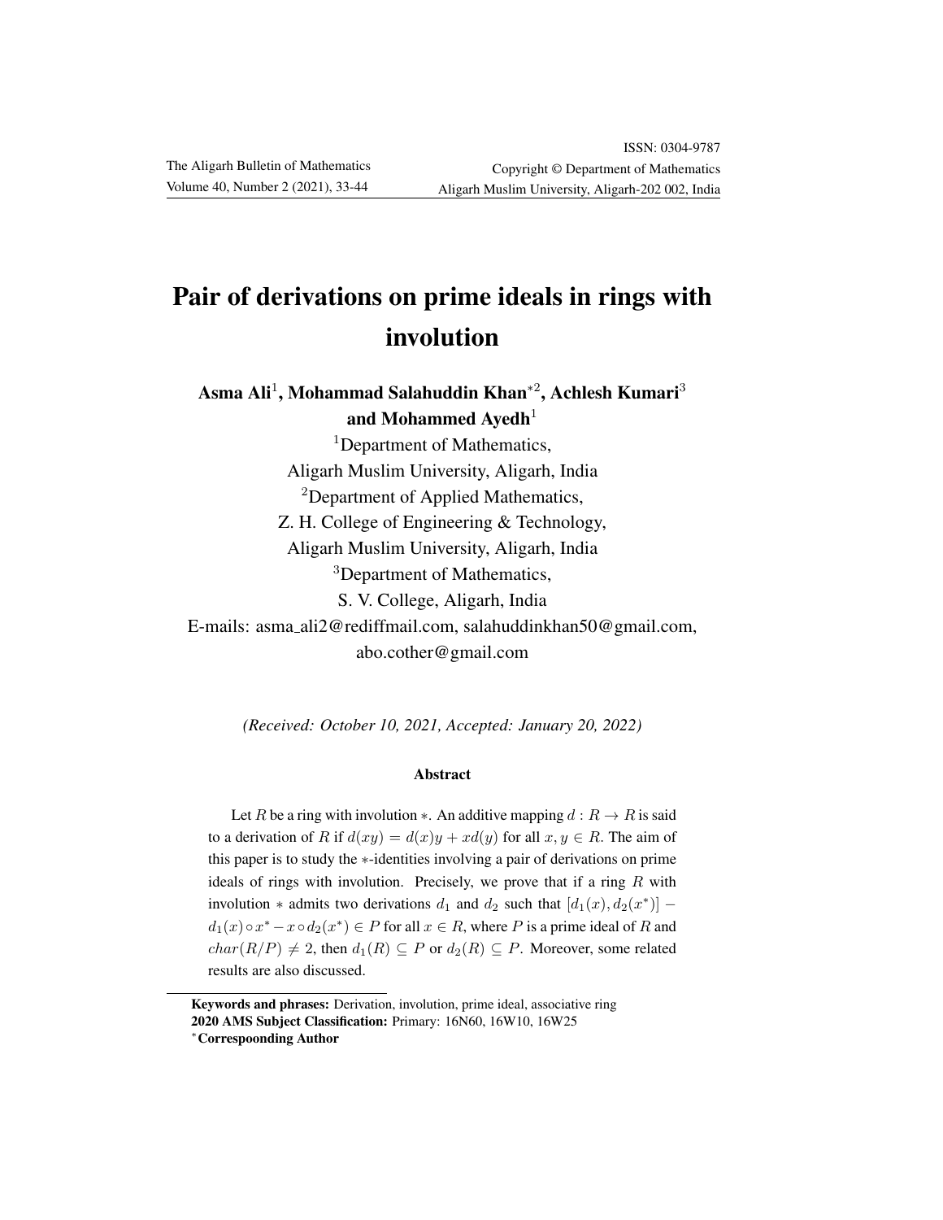# Pair of derivations on prime ideals in rings with involution

**Asma Ali[1], Mohammad Salahuddin Khan[*2], Achlesh Kumari[3] and Mohammed Ayedh[1]**

[1]Department of Mathematics,
Aligarh Muslim University, Aligarh, India

[2]Department of Applied Mathematics,
Z. H. College of Engineering & Technology,
Aligarh Muslim University, Aligarh, India

[3]Department of Mathematics,
S. V. College, Aligarh, India

E-mails: asma_ali2@rediffmail.com, salahuddinkhan50@gmail.com, abo.cother@gmail.com

*(Received: October 10, 2021, Accepted: January 20, 2022)*

### Abstract

Let $R$ be a ring with involution $*$. An additive mapping $d : R \to R$ is said to a derivation of $R$ if $d(xy) = d(x)y + xd(y)$ for all $x, y \in R$. The aim of this paper is to study the $*$-identities involving a pair of derivations on prime ideals of rings with involution. Precisely, we prove that if a ring $R$ with involution $*$ admits two derivations $d_1$ and $d_2$ such that $[d_1(x), d_2(x^*)] - d_1(x) \circ x^* - x \circ d_2(x^*) \in P$ for all $x \in R$, where $P$ is a prime ideal of $R$ and $char(R/P) \neq 2$, then $d_1(R) \subseteq P$ or $d_2(R) \subseteq P$. Moreover, some related results are also discussed.

---

**Keywords and phrases:** Derivation, involution, prime ideal, associative ring

**2020 AMS Subject Classification:** Primary: 16N60, 16W10, 16W25

[*]**Correspooonding Author**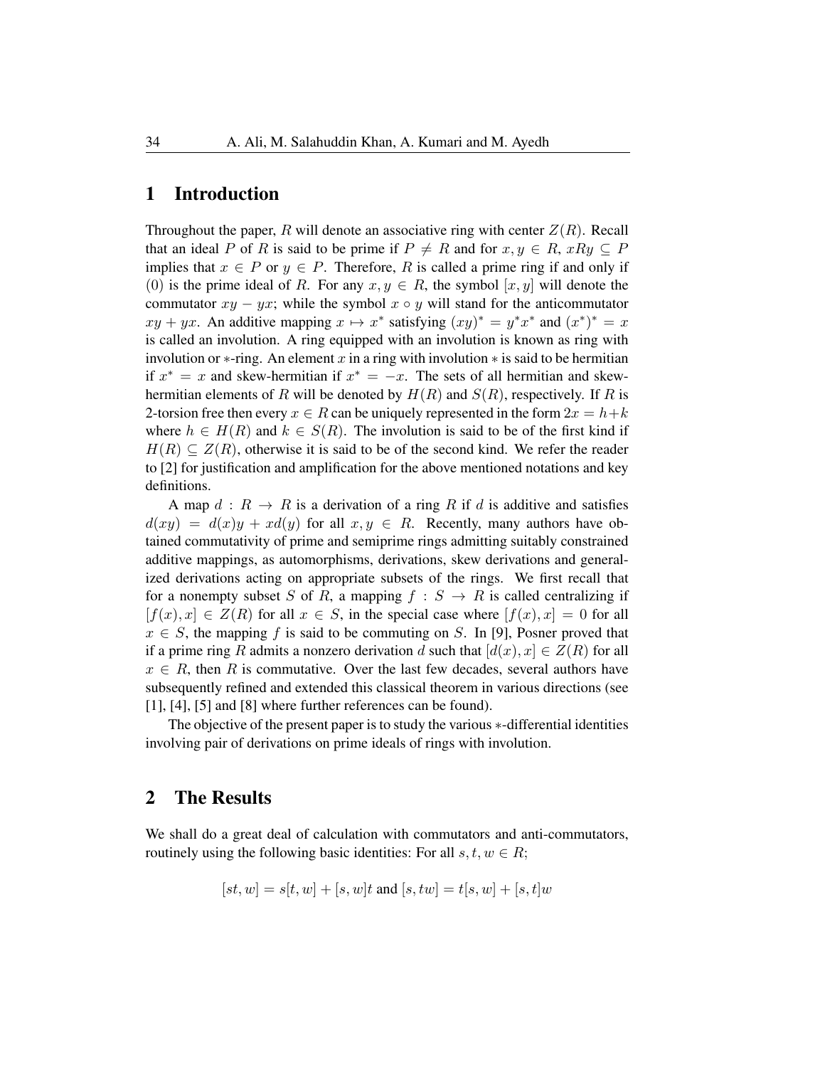## 1 Introduction

Throughout the paper, $R$ will denote an associative ring with center $Z(R)$. Recall that an ideal $P$ of $R$ is said to be prime if $P \neq R$ and for $x, y \in R$, $xRy \subseteq P$ implies that $x \in P$ or $y \in P$. Therefore, $R$ is called a prime ring if and only if $(0)$ is the prime ideal of $R$. For any $x, y \in R$, the symbol $[x, y]$ will denote the commutator $xy - yx$; while the symbol $x \circ y$ will stand for the anticommutator $xy + yx$. An additive mapping $x \mapsto x^*$ satisfying $(xy)^* = y^*x^*$ and $(x^*)^* = x$ is called an involution. A ring equipped with an involution is known as ring with involution or $*$-ring. An element $x$ in a ring with involution $*$ is said to be hermitian if $x^* = x$ and skew-hermitian if $x^* = -x$. The sets of all hermitian and skew-hermitian elements of $R$ will be denoted by $H(R)$ and $S(R)$, respectively. If $R$ is 2-torsion free then every $x \in R$ can be uniquely represented in the form $2x = h+k$ where $h \in H(R)$ and $k \in S(R)$. The involution is said to be of the first kind if $H(R) \subseteq Z(R)$, otherwise it is said to be of the second kind. We refer the reader to [2] for justification and amplification for the above mentioned notations and key definitions.

A map $d : R \to R$ is a derivation of a ring $R$ if $d$ is additive and satisfies $d(xy) = d(x)y + xd(y)$ for all $x, y \in R$. Recently, many authors have obtained commutativity of prime and semiprime rings admitting suitably constrained additive mappings, as automorphisms, derivations, skew derivations and generalized derivations acting on appropriate subsets of the rings. We first recall that for a nonempty subset $S$ of $R$, a mapping $f : S \to R$ is called centralizing if $[f(x), x] \in Z(R)$ for all $x \in S$, in the special case where $[f(x), x] = 0$ for all $x \in S$, the mapping $f$ is said to be commuting on $S$. In [9], Posner proved that if a prime ring $R$ admits a nonzero derivation $d$ such that $[d(x), x] \in Z(R)$ for all $x \in R$, then $R$ is commutative. Over the last few decades, several authors have subsequently refined and extended this classical theorem in various directions (see [1], [4], [5] and [8] where further references can be found).

The objective of the present paper is to study the various $*$-differential identities involving pair of derivations on prime ideals of rings with involution.

## 2 The Results

We shall do a great deal of calculation with commutators and anti-commutators, routinely using the following basic identities: For all $s, t, w \in R$;

$$[st, w] = s[t, w] + [s, w]t \text{ and } [s, tw] = t[s, w] + [s, t]w$$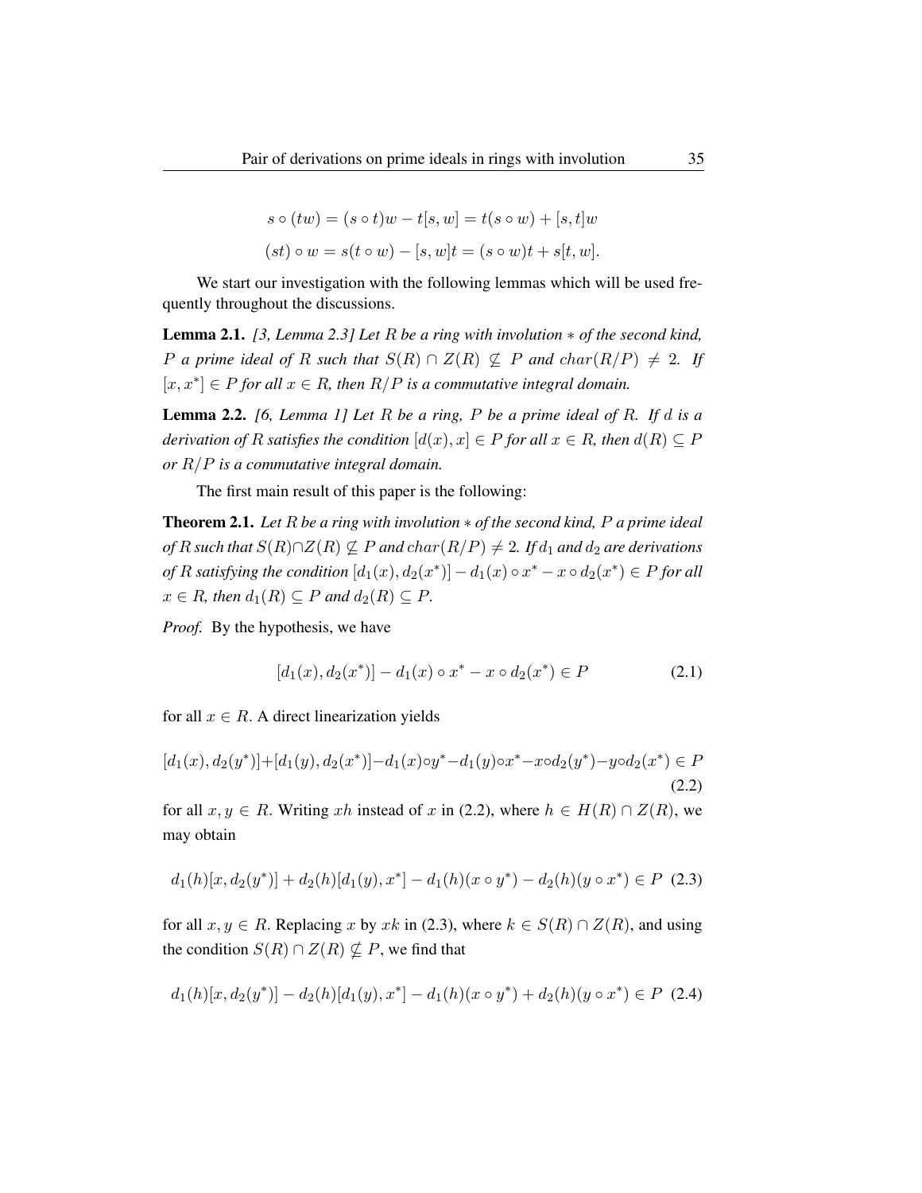$$s \circ (tw) = (s \circ t)w - t[s, w] = t(s \circ w) + [s, t]w$$

$$(st) \circ w = s(t \circ w) - [s, w]t = (s \circ w)t + s[t, w].$$

We start our investigation with the following lemmas which will be used frequently throughout the discussions.

**Lemma 2.1.** *[3, Lemma 2.3] Let $R$ be a ring with involution $*$ of the second kind, $P$ a prime ideal of $R$ such that $S(R) \cap Z(R) \not\subseteq P$ and $char(R/P) \neq 2$. If $[x, x^*] \in P$ for all $x \in R$, then $R/P$ is a commutative integral domain.*

**Lemma 2.2.** *[6, Lemma 1] Let $R$ be a ring, $P$ be a prime ideal of $R$. If $d$ is a derivation of $R$ satisfies the condition $[d(x), x] \in P$ for all $x \in R$, then $d(R) \subseteq P$ or $R/P$ is a commutative integral domain.*

The first main result of this paper is the following:

**Theorem 2.1.** *Let $R$ be a ring with involution $*$ of the second kind, $P$ a prime ideal of $R$ such that $S(R) \cap Z(R) \not\subseteq P$ and $char(R/P) \neq 2$. If $d_1$ and $d_2$ are derivations of $R$ satisfying the condition $[d_1(x), d_2(x^*)] - d_1(x) \circ x^* - x \circ d_2(x^*) \in P$ for all $x \in R$, then $d_1(R) \subseteq P$ and $d_2(R) \subseteq P$.*

*Proof.* By the hypothesis, we have

$$[d_1(x), d_2(x^*)] - d_1(x) \circ x^* - x \circ d_2(x^*) \in P \tag{2.1}$$

for all $x \in R$. A direct linearization yields

$$[d_1(x), d_2(y^*)]+[d_1(y), d_2(x^*)]-d_1(x)\circ y^*-d_1(y)\circ x^*-x\circ d_2(y^*)-y\circ d_2(x^*) \in P \tag{2.2}$$

for all $x, y \in R$. Writing $xh$ instead of $x$ in (2.2), where $h \in H(R) \cap Z(R)$, we may obtain

$$d_1(h)[x, d_2(y^*)] + d_2(h)[d_1(y), x^*] - d_1(h)(x \circ y^*) - d_2(h)(y \circ x^*) \in P \tag{2.3}$$

for all $x, y \in R$. Replacing $x$ by $xk$ in (2.3), where $k \in S(R) \cap Z(R)$, and using the condition $S(R) \cap Z(R) \not\subseteq P$, we find that

$$d_1(h)[x, d_2(y^*)] - d_2(h)[d_1(y), x^*] - d_1(h)(x \circ y^*) + d_2(h)(y \circ x^*) \in P \tag{2.4}$$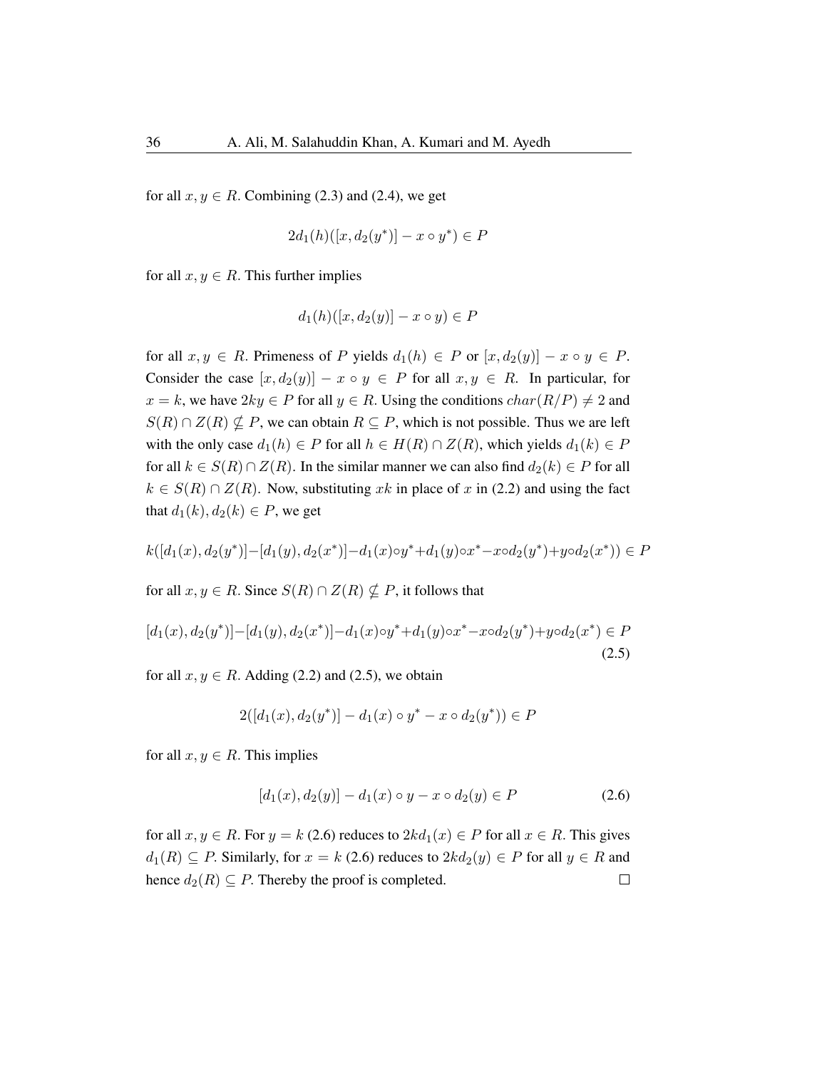for all $x, y \in R$. Combining (2.3) and (2.4), we get

$$2d_1(h)([x, d_2(y^*)] - x \circ y^*) \in P$$

for all $x, y \in R$. This further implies

$$d_1(h)([x, d_2(y)] - x \circ y) \in P$$

for all $x, y \in R$. Primeness of $P$ yields $d_1(h) \in P$ or $[x, d_2(y)] - x \circ y \in P$. Consider the case $[x, d_2(y)] - x \circ y \in P$ for all $x, y \in R$. In particular, for $x = k$, we have $2ky \in P$ for all $y \in R$. Using the conditions $char(R/P) \neq 2$ and $S(R) \cap Z(R) \nsubseteq P$, we can obtain $R \subseteq P$, which is not possible. Thus we are left with the only case $d_1(h) \in P$ for all $h \in H(R) \cap Z(R)$, which yields $d_1(k) \in P$ for all $k \in S(R) \cap Z(R)$. In the similar manner we can also find $d_2(k) \in P$ for all $k \in S(R) \cap Z(R)$. Now, substituting $xk$ in place of $x$ in (2.2) and using the fact that $d_1(k), d_2(k) \in P$, we get

$$k([d_1(x), d_2(y^*)] - [d_1(y), d_2(x^*)] - d_1(x) \circ y^* + d_1(y) \circ x^* - x \circ d_2(y^*) + y \circ d_2(x^*)) \in P$$

for all $x, y \in R$. Since $S(R) \cap Z(R) \nsubseteq P$, it follows that

$$[d_1(x), d_2(y^*)] - [d_1(y), d_2(x^*)] - d_1(x) \circ y^* + d_1(y) \circ x^* - x \circ d_2(y^*) + y \circ d_2(x^*) \in P \tag{2.5}$$

for all $x, y \in R$. Adding (2.2) and (2.5), we obtain

$$2([d_1(x), d_2(y^*)] - d_1(x) \circ y^* - x \circ d_2(y^*)) \in P$$

for all $x, y \in R$. This implies

$$[d_1(x), d_2(y)] - d_1(x) \circ y - x \circ d_2(y) \in P \tag{2.6}$$

for all $x, y \in R$. For $y = k$ (2.6) reduces to $2kd_1(x) \in P$ for all $x \in R$. This gives $d_1(R) \subseteq P$. Similarly, for $x = k$ (2.6) reduces to $2kd_2(y) \in P$ for all $y \in R$ and hence $d_2(R) \subseteq P$. Thereby the proof is completed. □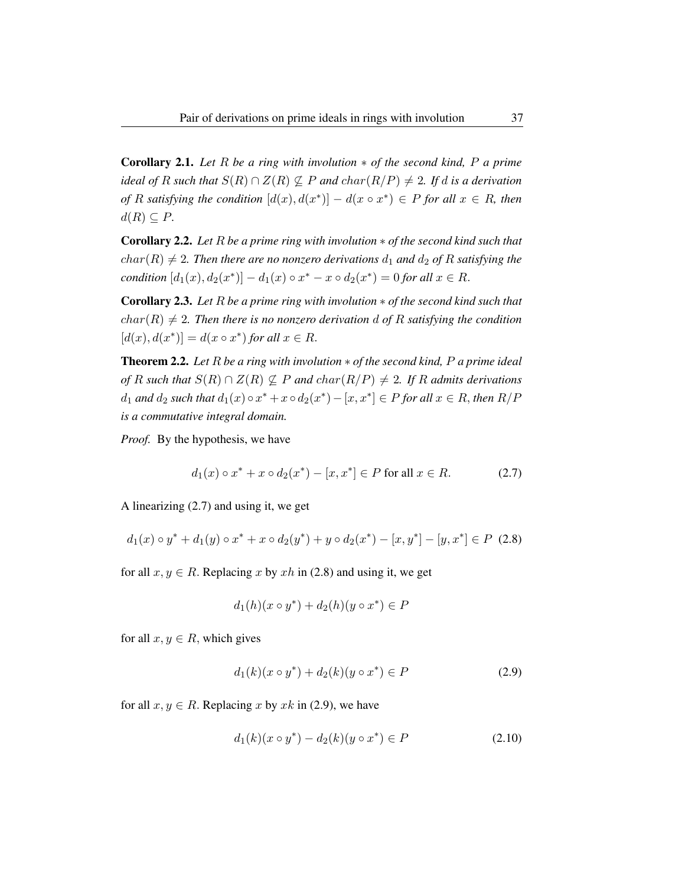**Corollary 2.1.** *Let $R$ be a ring with involution $*$ of the second kind, $P$ a prime ideal of $R$ such that $S(R) \cap Z(R) \not\subseteq P$ and $char(R/P) \neq 2$. If $d$ is a derivation of $R$ satisfying the condition $[d(x), d(x^*)] - d(x \circ x^*) \in P$ for all $x \in R$, then $d(R) \subseteq P$.*

**Corollary 2.2.** *Let $R$ be a prime ring with involution $*$ of the second kind such that $char(R) \neq 2$. Then there are no nonzero derivations $d_1$ and $d_2$ of $R$ satisfying the condition $[d_1(x), d_2(x^*)] - d_1(x) \circ x^* - x \circ d_2(x^*) = 0$ for all $x \in R$.*

**Corollary 2.3.** *Let $R$ be a prime ring with involution $*$ of the second kind such that $char(R) \neq 2$. Then there is no nonzero derivation $d$ of $R$ satisfying the condition $[d(x), d(x^*)] = d(x \circ x^*)$ for all $x \in R$.*

**Theorem 2.2.** *Let $R$ be a ring with involution $*$ of the second kind, $P$ a prime ideal of $R$ such that $S(R) \cap Z(R) \not\subseteq P$ and $char(R/P) \neq 2$. If $R$ admits derivations $d_1$ and $d_2$ such that $d_1(x) \circ x^* + x \circ d_2(x^*) - [x, x^*] \in P$ for all $x \in R$, then $R/P$ is a commutative integral domain.*

*Proof.* By the hypothesis, we have

$$d_1(x) \circ x^* + x \circ d_2(x^*) - [x, x^*] \in P \text{ for all } x \in R. \tag{2.7}$$

A linearizing (2.7) and using it, we get

$$d_1(x) \circ y^* + d_1(y) \circ x^* + x \circ d_2(y^*) + y \circ d_2(x^*) - [x, y^*] - [y, x^*] \in P \tag{2.8}$$

for all $x, y \in R$. Replacing $x$ by $xh$ in (2.8) and using it, we get

$$d_1(h)(x \circ y^*) + d_2(h)(y \circ x^*) \in P$$

for all $x, y \in R$, which gives

$$d_1(k)(x \circ y^*) + d_2(k)(y \circ x^*) \in P \tag{2.9}$$

for all $x, y \in R$. Replacing $x$ by $xk$ in (2.9), we have

$$d_1(k)(x \circ y^*) - d_2(k)(y \circ x^*) \in P \tag{2.10}$$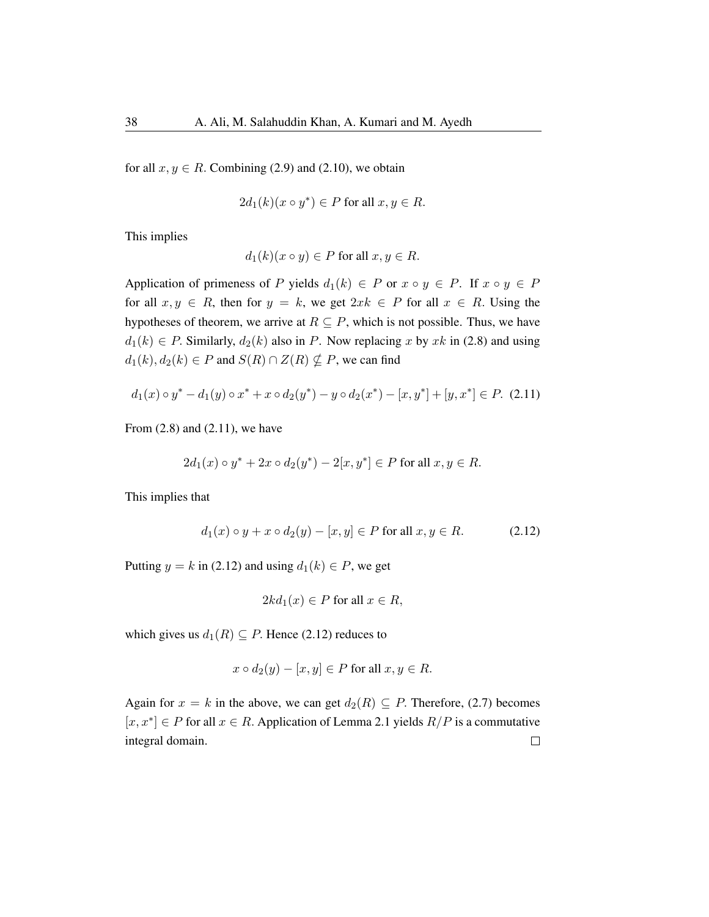for all $x, y \in R$. Combining (2.9) and (2.10), we obtain

$$2d_1(k)(x \circ y^*) \in P \text{ for all } x, y \in R.$$

This implies

$$d_1(k)(x \circ y) \in P \text{ for all } x, y \in R.$$

Application of primeness of $P$ yields $d_1(k) \in P$ or $x \circ y \in P$. If $x \circ y \in P$ for all $x, y \in R$, then for $y = k$, we get $2xk \in P$ for all $x \in R$. Using the hypotheses of theorem, we arrive at $R \subseteq P$, which is not possible. Thus, we have $d_1(k) \in P$. Similarly, $d_2(k)$ also in $P$. Now replacing $x$ by $xk$ in (2.8) and using $d_1(k), d_2(k) \in P$ and $S(R) \cap Z(R) \nsubseteq P$, we can find

$$d_1(x) \circ y^* - d_1(y) \circ x^* + x \circ d_2(y^*) - y \circ d_2(x^*) - [x, y^*] + [y, x^*] \in P. \quad (2.11)$$

From (2.8) and (2.11), we have

$$2d_1(x) \circ y^* + 2x \circ d_2(y^*) - 2[x, y^*] \in P \text{ for all } x, y \in R.$$

This implies that

$$d_1(x) \circ y + x \circ d_2(y) - [x, y] \in P \text{ for all } x, y \in R. \quad (2.12)$$

Putting $y = k$ in (2.12) and using $d_1(k) \in P$, we get

$$2kd_1(x) \in P \text{ for all } x \in R,$$

which gives us $d_1(R) \subseteq P$. Hence (2.12) reduces to

$$x \circ d_2(y) - [x, y] \in P \text{ for all } x, y \in R.$$

Again for $x = k$ in the above, we can get $d_2(R) \subseteq P$. Therefore, (2.7) becomes $[x, x^*] \in P$ for all $x \in R$. Application of Lemma 2.1 yields $R/P$ is a commutative integral domain. $\square$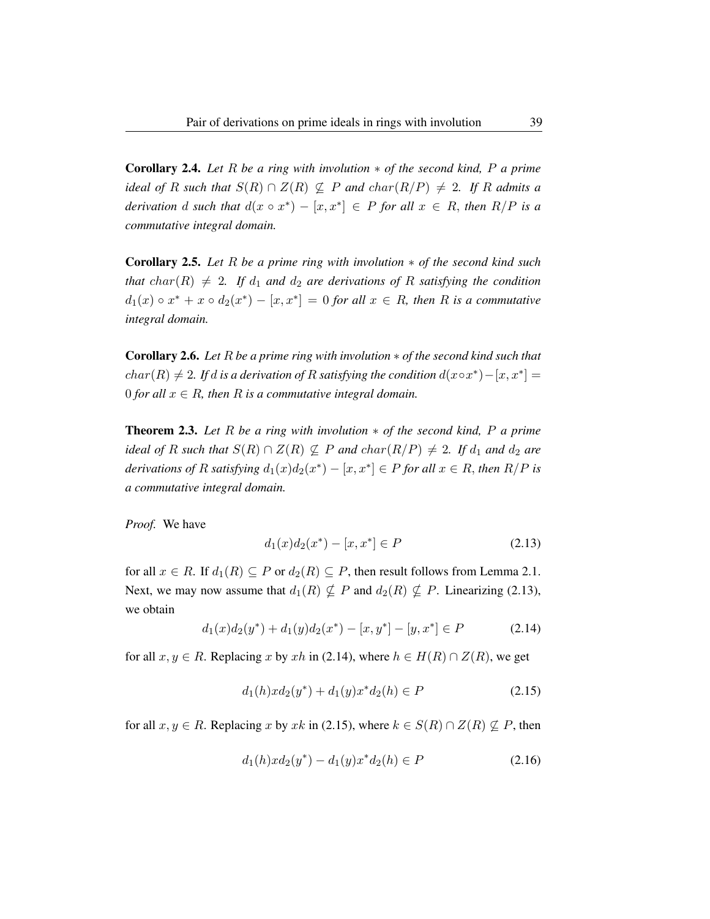**Corollary 2.4.** *Let $R$ be a ring with involution $*$ of the second kind, $P$ a prime ideal of $R$ such that $S(R) \cap Z(R) \nsubseteq P$ and $char(R/P) \neq 2$. If $R$ admits a derivation $d$ such that $d(x \circ x^*) - [x, x^*] \in P$ for all $x \in R$, then $R/P$ is a commutative integral domain.*

**Corollary 2.5.** *Let $R$ be a prime ring with involution $*$ of the second kind such that $char(R) \neq 2$. If $d_1$ and $d_2$ are derivations of $R$ satisfying the condition $d_1(x) \circ x^* + x \circ d_2(x^*) - [x, x^*] = 0$ for all $x \in R$, then $R$ is a commutative integral domain.*

**Corollary 2.6.** *Let $R$ be a prime ring with involution $*$ of the second kind such that $char(R) \neq 2$. If $d$ is a derivation of $R$ satisfying the condition $d(x \circ x^*) - [x, x^*] = 0$ for all $x \in R$, then $R$ is a commutative integral domain.*

**Theorem 2.3.** *Let $R$ be a ring with involution $*$ of the second kind, $P$ a prime ideal of $R$ such that $S(R) \cap Z(R) \nsubseteq P$ and $char(R/P) \neq 2$. If $d_1$ and $d_2$ are derivations of $R$ satisfying $d_1(x)d_2(x^*) - [x, x^*] \in P$ for all $x \in R$, then $R/P$ is a commutative integral domain.*

*Proof.* We have

$$d_1(x)d_2(x^*) - [x, x^*] \in P \tag{2.13}$$

for all $x \in R$. If $d_1(R) \subseteq P$ or $d_2(R) \subseteq P$, then result follows from Lemma 2.1. Next, we may now assume that $d_1(R) \nsubseteq P$ and $d_2(R) \nsubseteq P$. Linearizing (2.13), we obtain

$$d_1(x)d_2(y^*) + d_1(y)d_2(x^*) - [x, y^*] - [y, x^*] \in P \tag{2.14}$$

for all $x, y \in R$. Replacing $x$ by $xh$ in (2.14), where $h \in H(R) \cap Z(R)$, we get

$$d_1(h)xd_2(y^*) + d_1(y)x^*d_2(h) \in P \tag{2.15}$$

for all $x, y \in R$. Replacing $x$ by $xk$ in (2.15), where $k \in S(R) \cap Z(R) \nsubseteq P$, then

$$d_1(h)xd_2(y^*) - d_1(y)x^*d_2(h) \in P \tag{2.16}$$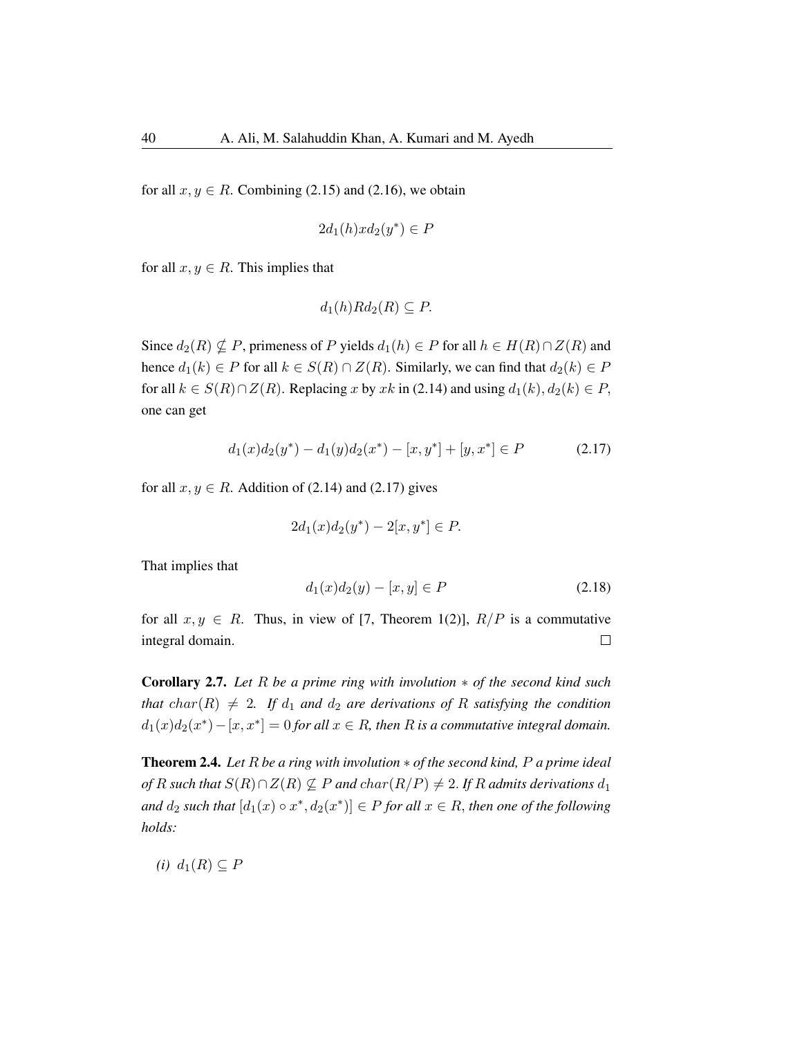for all $x, y \in R$. Combining (2.15) and (2.16), we obtain

$$2d_1(h)xd_2(y^*) \in P$$

for all $x, y \in R$. This implies that

$$d_1(h)Rd_2(R) \subseteq P.$$

Since $d_2(R) \nsubseteq P$, primeness of $P$ yields $d_1(h) \in P$ for all $h \in H(R) \cap Z(R)$ and hence $d_1(k) \in P$ for all $k \in S(R) \cap Z(R)$. Similarly, we can find that $d_2(k) \in P$ for all $k \in S(R) \cap Z(R)$. Replacing $x$ by $xk$ in (2.14) and using $d_1(k), d_2(k) \in P$, one can get

$$d_1(x)d_2(y^*) - d_1(y)d_2(x^*) - [x, y^*] + [y, x^*] \in P \tag{2.17}$$

for all $x, y \in R$. Addition of (2.14) and (2.17) gives

$$2d_1(x)d_2(y^*) - 2[x, y^*] \in P.$$

That implies that

$$d_1(x)d_2(y) - [x, y] \in P \tag{2.18}$$

for all $x, y \in R$. Thus, in view of [7, Theorem 1(2)], $R/P$ is a commutative integral domain. $\square$

**Corollary 2.7.** *Let $R$ be a prime ring with involution $*$ of the second kind such that $char(R) \neq 2$. If $d_1$ and $d_2$ are derivations of $R$ satisfying the condition $d_1(x)d_2(x^*) - [x, x^*] = 0$ for all $x \in R$, then $R$ is a commutative integral domain.*

**Theorem 2.4.** *Let $R$ be a ring with involution $*$ of the second kind, $P$ a prime ideal of $R$ such that $S(R) \cap Z(R) \nsubseteq P$ and $char(R/P) \neq 2$. If $R$ admits derivations $d_1$ and $d_2$ such that $[d_1(x) \circ x^*, d_2(x^*)] \in P$ for all $x \in R$, then one of the following holds:*

*(i)* $d_1(R) \subseteq P$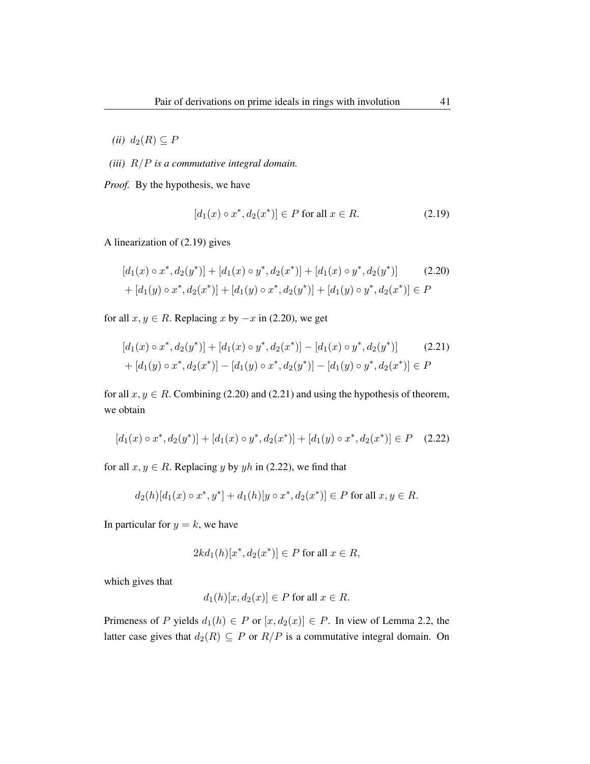*(ii)* $d_2(R) \subseteq P$

*(iii)* $R/P$ *is a commutative integral domain.*

*Proof.* By the hypothesis, we have

$$[d_1(x) \circ x^*, d_2(x^*)] \in P \text{ for all } x \in R. \tag{2.19}$$

A linearization of (2.19) gives

$$\begin{aligned} &[d_1(x) \circ x^*, d_2(y^*)] + [d_1(x) \circ y^*, d_2(x^*)] + [d_1(x) \circ y^*, d_2(y^*)] \\ &+ [d_1(y) \circ x^*, d_2(x^*)] + [d_1(y) \circ x^*, d_2(y^*)] + [d_1(y) \circ y^*, d_2(x^*)] \in P \end{aligned} \tag{2.20}$$

for all $x, y \in R$. Replacing $x$ by $-x$ in (2.20), we get

$$\begin{aligned} &[d_1(x) \circ x^*, d_2(y^*)] + [d_1(x) \circ y^*, d_2(x^*)] - [d_1(x) \circ y^*, d_2(y^*)] \\ &+ [d_1(y) \circ x^*, d_2(x^*)] - [d_1(y) \circ x^*, d_2(y^*)] - [d_1(y) \circ y^*, d_2(x^*)] \in P \end{aligned} \tag{2.21}$$

for all $x, y \in R$. Combining (2.20) and (2.21) and using the hypothesis of theorem, we obtain

$$[d_1(x) \circ x^*, d_2(y^*)] + [d_1(x) \circ y^*, d_2(x^*)] + [d_1(y) \circ x^*, d_2(x^*)] \in P \tag{2.22}$$

for all $x, y \in R$. Replacing $y$ by $yh$ in (2.22), we find that

$$d_2(h)[d_1(x) \circ x^*, y^*] + d_1(h)[y \circ x^*, d_2(x^*)] \in P \text{ for all } x, y \in R.$$

In particular for $y = k$, we have

$$2kd_1(h)[x^*, d_2(x^*)] \in P \text{ for all } x \in R,$$

which gives that

$$d_1(h)[x, d_2(x)] \in P \text{ for all } x \in R.$$

Primeness of $P$ yields $d_1(h) \in P$ or $[x, d_2(x)] \in P$. In view of Lemma 2.2, the latter case gives that $d_2(R) \subseteq P$ or $R/P$ is a commutative integral domain. On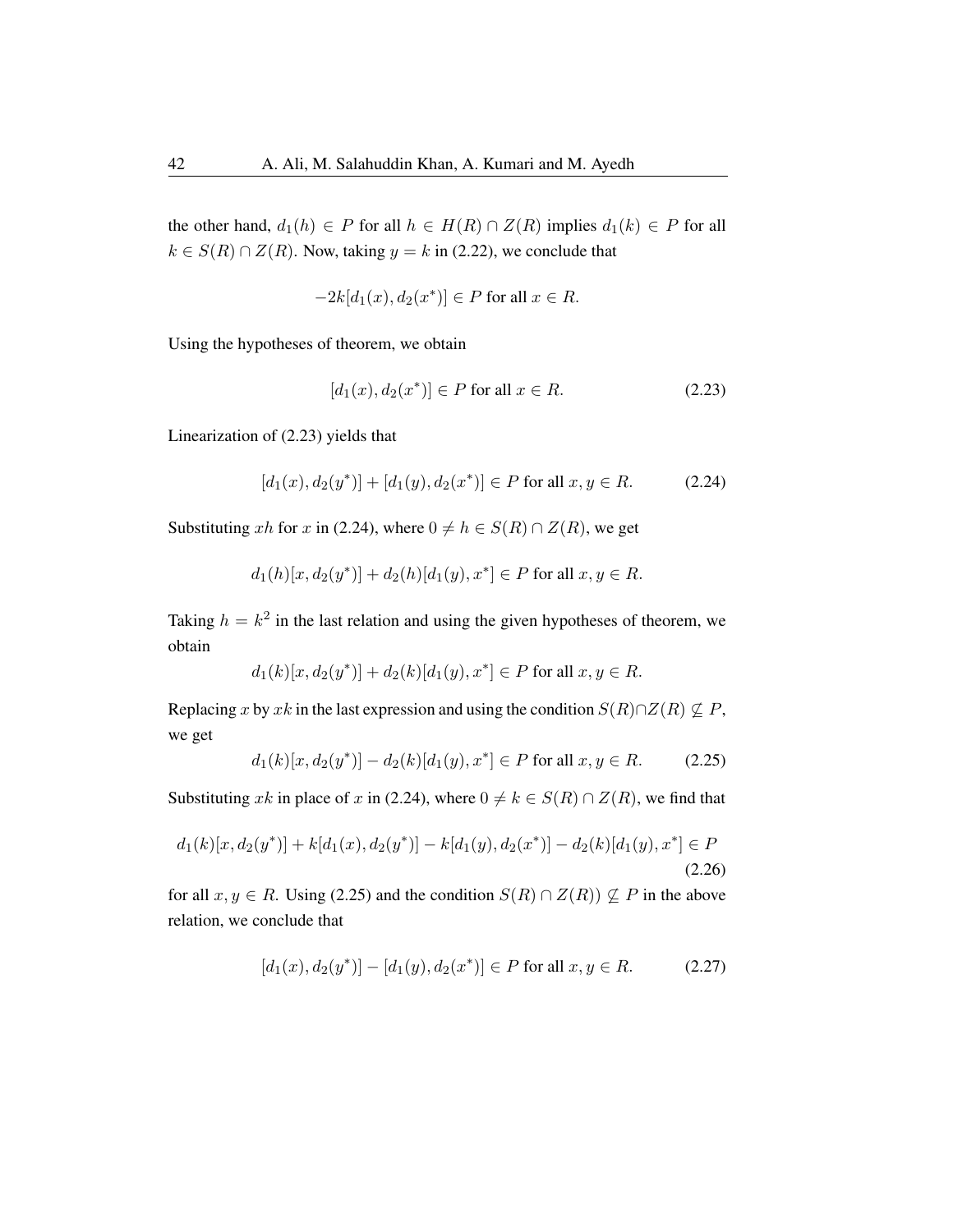the other hand, $d_1(h) \in P$ for all $h \in H(R) \cap Z(R)$ implies $d_1(k) \in P$ for all $k \in S(R) \cap Z(R)$. Now, taking $y = k$ in (2.22), we conclude that

$$-2k[d_1(x), d_2(x^*)] \in P \text{ for all } x \in R.$$

Using the hypotheses of theorem, we obtain

$$[d_1(x), d_2(x^*)] \in P \text{ for all } x \in R. \tag{2.23}$$

Linearization of (2.23) yields that

$$[d_1(x), d_2(y^*)] + [d_1(y), d_2(x^*)] \in P \text{ for all } x, y \in R. \tag{2.24}$$

Substituting $xh$ for $x$ in (2.24), where $0 \neq h \in S(R) \cap Z(R)$, we get

$$d_1(h)[x, d_2(y^*)] + d_2(h)[d_1(y), x^*] \in P \text{ for all } x, y \in R.$$

Taking $h = k^2$ in the last relation and using the given hypotheses of theorem, we obtain

$$d_1(k)[x, d_2(y^*)] + d_2(k)[d_1(y), x^*] \in P \text{ for all } x, y \in R.$$

Replacing $x$ by $xk$ in the last expression and using the condition $S(R) \cap Z(R) \nsubseteq P$, we get

$$d_1(k)[x, d_2(y^*)] - d_2(k)[d_1(y), x^*] \in P \text{ for all } x, y \in R. \tag{2.25}$$

Substituting $xk$ in place of $x$ in (2.24), where $0 \neq k \in S(R) \cap Z(R)$, we find that

$$d_1(k)[x, d_2(y^*)] + k[d_1(x), d_2(y^*)] - k[d_1(y), d_2(x^*)] - d_2(k)[d_1(y), x^*] \in P \tag{2.26}$$

for all $x, y \in R$. Using (2.25) and the condition $S(R) \cap Z(R)) \nsubseteq P$ in the above relation, we conclude that

$$[d_1(x), d_2(y^*)] - [d_1(y), d_2(x^*)] \in P \text{ for all } x, y \in R. \tag{2.27}$$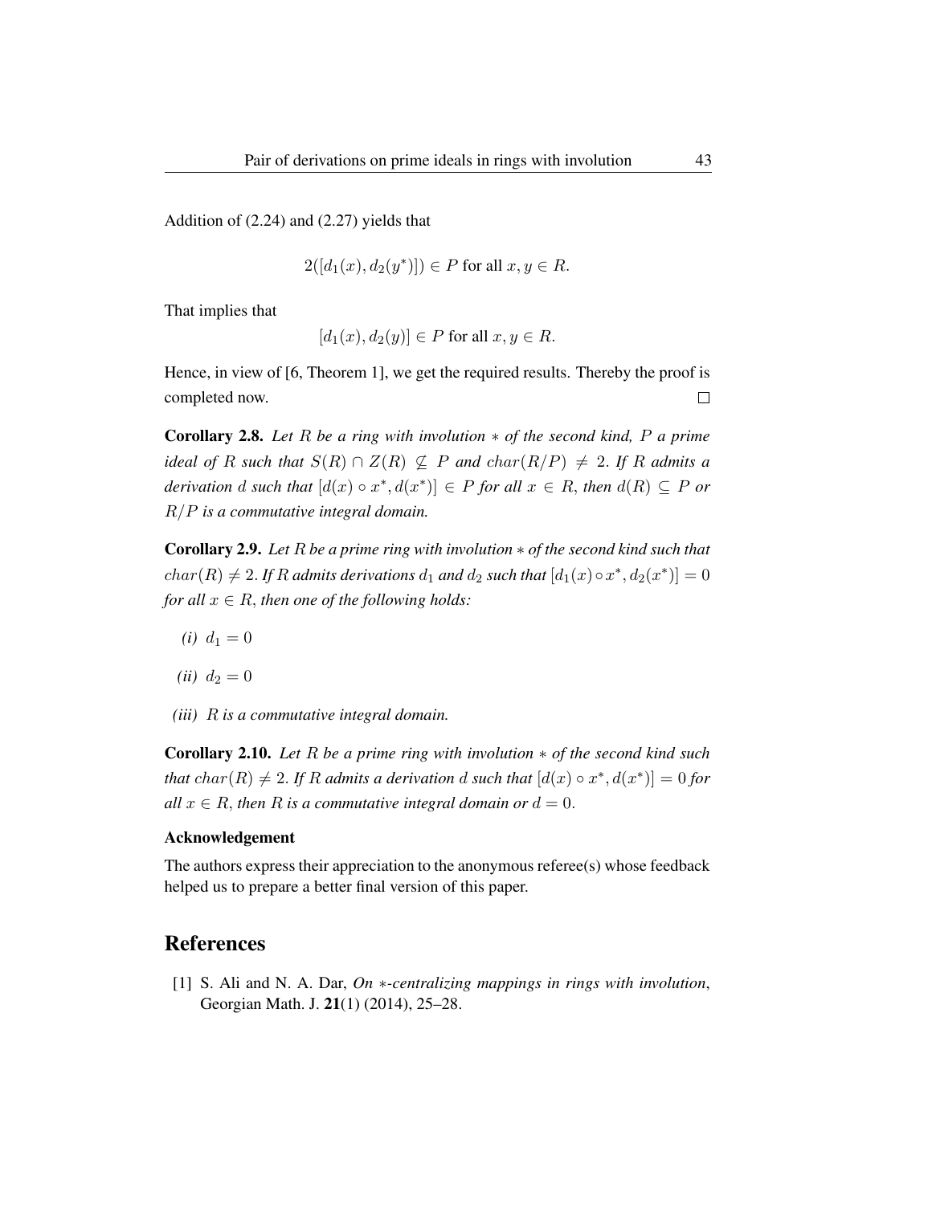Addition of (2.24) and (2.27) yields that

$$2([d_1(x), d_2(y^*)]) \in P \text{ for all } x, y \in R.$$

That implies that

$$[d_1(x), d_2(y)] \in P \text{ for all } x, y \in R.$$

Hence, in view of [6, Theorem 1], we get the required results. Thereby the proof is completed now. $\square$

**Corollary 2.8.** *Let $R$ be a ring with involution $*$ of the second kind, $P$ a prime ideal of $R$ such that $S(R) \cap Z(R) \nsubseteq P$ and $char(R/P) \neq 2$. If $R$ admits a derivation $d$ such that $[d(x) \circ x^*, d(x^*)] \in P$ for all $x \in R$, then $d(R) \subseteq P$ or $R/P$ is a commutative integral domain.*

**Corollary 2.9.** *Let $R$ be a prime ring with involution $*$ of the second kind such that $char(R) \neq 2$. If $R$ admits derivations $d_1$ and $d_2$ such that $[d_1(x) \circ x^*, d_2(x^*)] = 0$ for all $x \in R$, then one of the following holds:*

*(i)* $d_1 = 0$

*(ii)* $d_2 = 0$

*(iii)* $R$ *is a commutative integral domain.*

**Corollary 2.10.** *Let $R$ be a prime ring with involution $*$ of the second kind such that $char(R) \neq 2$. If $R$ admits a derivation $d$ such that $[d(x) \circ x^*, d(x^*)] = 0$ for all $x \in R$, then $R$ is a commutative integral domain or $d = 0$.*

### Acknowledgement

The authors express their appreciation to the anonymous referee(s) whose feedback helped us to prepare a better final version of this paper.

## References

[1] S. Ali and N. A. Dar, *On $*$-centralizing mappings in rings with involution*, Georgian Math. J. **21**(1) (2014), 25–28.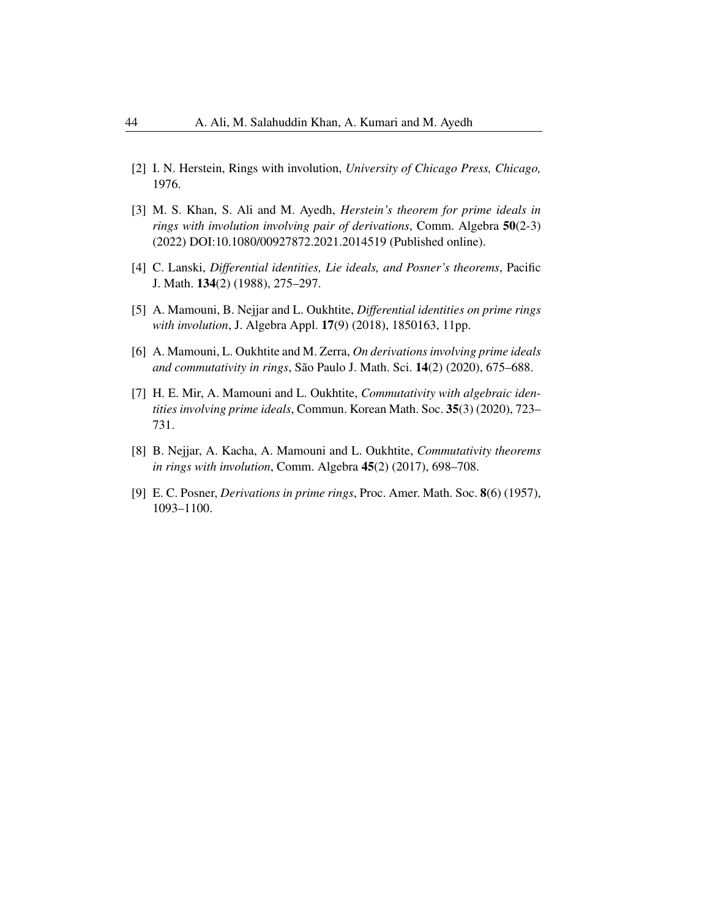[2] I. N. Herstein, Rings with involution, *University of Chicago Press, Chicago,* 1976.

[3] M. S. Khan, S. Ali and M. Ayedh, *Herstein's theorem for prime ideals in rings with involution involving pair of derivations*, Comm. Algebra **50**(2-3) (2022) DOI:10.1080/00927872.2021.2014519 (Published online).

[4] C. Lanski, *Differential identities, Lie ideals, and Posner's theorems*, Pacific J. Math. **134**(2) (1988), 275–297.

[5] A. Mamouni, B. Nejjar and L. Oukhtite, *Differential identities on prime rings with involution*, J. Algebra Appl. **17**(9) (2018), 1850163, 11pp.

[6] A. Mamouni, L. Oukhtite and M. Zerra, *On derivations involving prime ideals and commutativity in rings*, São Paulo J. Math. Sci. **14**(2) (2020), 675–688.

[7] H. E. Mir, A. Mamouni and L. Oukhtite, *Commutativity with algebraic identities involving prime ideals*, Commun. Korean Math. Soc. **35**(3) (2020), 723–731.

[8] B. Nejjar, A. Kacha, A. Mamouni and L. Oukhtite, *Commutativity theorems in rings with involution*, Comm. Algebra **45**(2) (2017), 698–708.

[9] E. C. Posner, *Derivations in prime rings*, Proc. Amer. Math. Soc. **8**(6) (1957), 1093–1100.